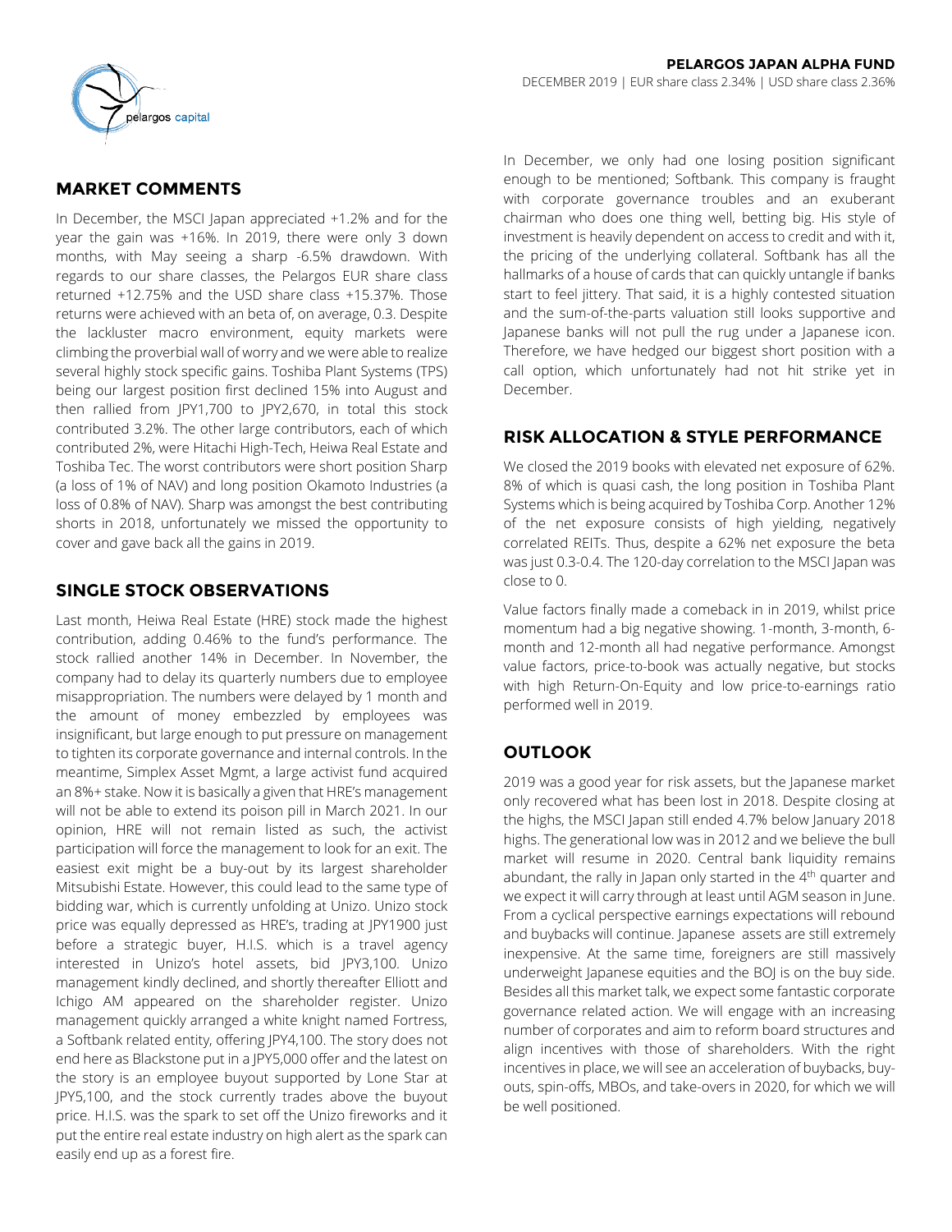**PELARGOS JAPAN ALPHA FUND**

DECEMBER 2019 | EUR share class 2.34% | USD share class 2.36%

## MARKET COMMENTS

In December, the MSCI Japan appreciated +1.2% and for the year the gain was +16%. In 2019, there were only 3 down months, with May seeing a sharp -6.5% drawdown. With regards to our share classes, the Pelargos EUR share class returned +12.75% and the USD share class +15.37%. Those returns were achieved with an beta of, on average, 0.3. Despite the lackluster macro environment, equity markets were climbing the proverbial wall of worry and we were able to realize several highly stock specific gains. Toshiba Plant Systems (TPS) being our largest position first declined 15% into August and then rallied from JPY1,700 to JPY2,670, in total this stock contributed 3.2%. The other large contributors, each of which contributed 2%, were Hitachi High-Tech, Heiwa Real Estate and Toshiba Tec. The worst contributors were short position Sharp (a loss of 1% of NAV) and long position Okamoto Industries (a loss of 0.8% of NAV). Sharp was amongst the best contributing shorts in 2018, unfortunately we missed the opportunity to cover and gave back all the gains in 2019.

## SINGLE STOCK OBSERVATIONS

Last month, Heiwa Real Estate (HRE) stock made the highest contribution, adding 0.46% to the fund's performance. The stock rallied another 14% in December. In November, the company had to delay its quarterly numbers due to employee misappropriation. The numbers were delayed by 1 month and the amount of money embezzled by employees was insignificant, but large enough to put pressure on management to tighten its corporate governance and internal controls. In the meantime, Simplex Asset Mgmt, a large activist fund acquired an 8%+ stake. Now it is basically a given that HRE's management will not be able to extend its poison pill in March 2021. In our opinion, HRE will not remain listed as such, the activist participation will force the management to look for an exit. The easiest exit might be a buy-out by its largest shareholder Mitsubishi Estate. However, this could lead to the same type of bidding war, which is currently unfolding at Unizo. Unizo stock price was equally depressed as HRE's, trading at JPY1900 just before a strategic buyer, H.I.S. which is a travel agency interested in Unizo's hotel assets, bid JPY3,100. Unizo management kindly declined, and shortly thereafter Elliott and Ichigo AM appeared on the shareholder register. Unizo management quickly arranged a white knight named Fortress, a Softbank related entity, offering JPY4,100. The story does not end here as Blackstone put in a JPY5,000 offer and the latest on the story is an employee buyout supported by Lone Star at JPY5,100, and the stock currently trades above the buyout price. H.I.S. was the spark to set off the Unizo fireworks and it put the entire real estate industry on high alert as the spark can easily end up as a forest fire.

In December, we only had one losing position significant enough to be mentioned; Softbank. This company is fraught with corporate governance troubles and an exuberant chairman who does one thing well, betting big. His style of investment is heavily dependent on access to credit and with it, the pricing of the underlying collateral. Softbank has all the hallmarks of a house of cards that can quickly untangle if banks start to feel jittery. That said, it is a highly contested situation and the sum-of-the-parts valuation still looks supportive and Japanese banks will not pull the rug under a Japanese icon. Therefore, we have hedged our biggest short position with a call option, which unfortunately had not hit strike yet in December.

## RISK ALLOCATION & STYLE PERFORMANCE

We closed the 2019 books with elevated net exposure of 62%. 8% of which is quasi cash, the long position in Toshiba Plant Systems which is being acquired by Toshiba Corp. Another 12% of the net exposure consists of high yielding, negatively correlated REITs. Thus, despite a 62% net exposure the beta was just 0.3-0.4. The 120-day correlation to the MSCI Japan was close to 0.

Value factors finally made a comeback in in 2019, whilst price momentum had a big negative showing. 1-month, 3-month, 6-month and 12-month all had negative performance. Amongst value factors, price-to-book was actually negative, but stocks with high Return-On-Equity and low price-to-earnings ratio performed well in 2019.

## OUTLOOK

2019 was a good year for risk assets, but the Japanese market only recovered what has been lost in 2018. Despite closing at the highs, the MSCI Japan still ended 4.7% below January 2018 highs. The generational low was in 2012 and we believe the bull market will resume in 2020. Central bank liquidity remains abundant, the rally in Japan only started in the 4th quarter and we expect it will carry through at least until AGM season in June. From a cyclical perspective earnings expectations will rebound and buybacks will continue. Japanese assets are still extremely inexpensive. At the same time, foreigners are still massively underweight Japanese equities and the BOJ is on the buy side. Besides all this market talk, we expect some fantastic corporate governance related action. We will engage with an increasing number of corporates and aim to reform board structures and align incentives with those of shareholders. With the right incentives in place, we will see an acceleration of buybacks, buy-outs, spin-offs, MBOs, and take-overs in 2020, for which we will be well positioned.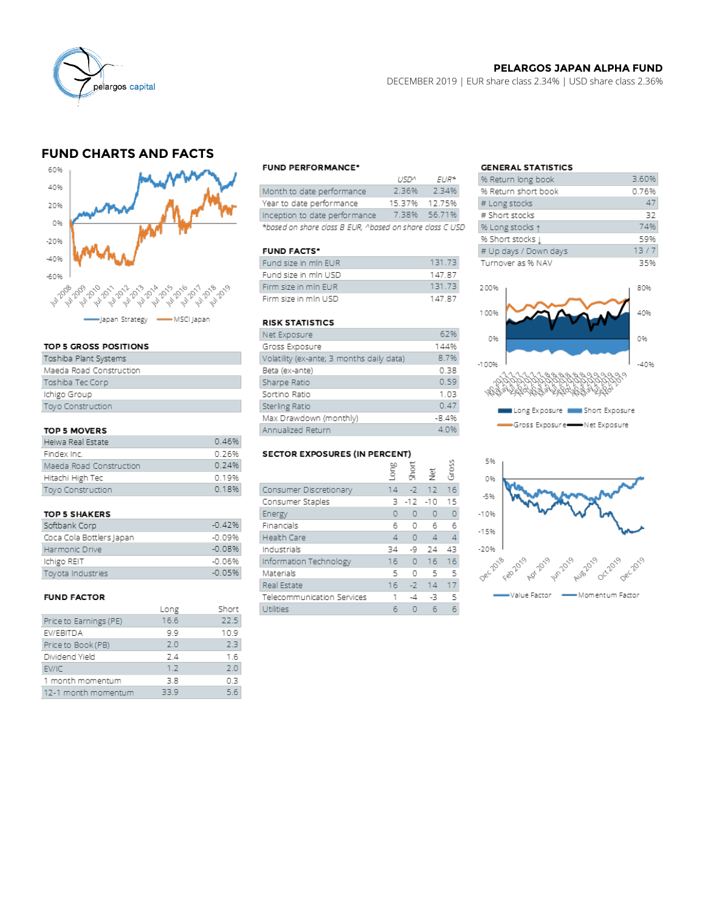**PELARGOS JAPAN ALPHA FUND**

DECEMBER 2019 | EUR share class 2.34% | USD share class 2.36%

## FUND CHARTS AND FACTS

### FUND PERFORMANCE*

| | USD^ | EUR* |
|---|---|---|
| Month to date performance | 2.36% | 2.34% |
| Year to date performance | 15.37% | 12.75% |
| Inception to date performance | 7.38% | 56.71% |

*based on share class B EUR, ^based on share class C USD

### GENERAL STATISTICS

| | |
|---|---|
| % Return long book | 3.60% |
| % Return short book | 0.76% |
| # Long stocks | 47 |
| # Short stocks | 32 |
| % Long stocks ↑ | 74% |
| % Short stocks ↓ | 59% |
| # Up days / Down days | 13 / 7 |
| Turnover as % NAV | 35% |

### FUND FACTS*

| | |
|---|---|
| Fund size in mln EUR | 131.73 |
| Fund size in mln USD | 147.87 |
| Firm size in mln EUR | 131.73 |
| Firm size in mln USD | 147.87 |

### TOP 5 GROSS POSITIONS

| |
|---|
| Toshiba Plant Systems |
| Maeda Road Construction |
| Toshiba Tec Corp |
| Ichigo Group |
| Toyo Construction |

### RISK STATISTICS

| | |
|---|---|
| Net Exposure | 62% |
| Gross Exposure | 144% |
| Volatility (ex-ante; 3 months daily data) | 8.7% |
| Beta (ex-ante) | 0.38 |
| Sharpe Ratio | 0.59 |
| Sortino Ratio | 1.03 |
| Sterling Ratio | 0.47 |
| Max Drawdown (monthly) | -8.4% |
| Annualized Return | 4.0% |

### TOP 5 MOVERS

| | |
|---|---|
| Heiwa Real Estate | 0.46% |
| Findex Inc. | 0.26% |
| Maeda Road Construction | 0.24% |
| Hitachi High Tec | 0.19% |
| Toyo Construction | 0.18% |

### TOP 5 SHAKERS

| | |
|---|---|
| Softbank Corp | -0.42% |
| Coca Cola Bottlers Japan | -0.09% |
| Harmonic Drive | -0.08% |
| Ichigo REIT | -0.06% |
| Toyota Industries | -0.05% |

### SECTOR EXPOSURES (IN PERCENT)

| | Long | Short | Net | Gross |
|---|---|---|---|---|
| Consumer Discretionary | 14 | -2 | 12 | 16 |
| Consumer Staples | 3 | -12 | -10 | 15 |
| Energy | 0 | 0 | 0 | 0 |
| Financials | 6 | 0 | 6 | 6 |
| Health Care | 4 | 0 | 4 | 4 |
| Industrials | 34 | -9 | 24 | 43 |
| Information Technology | 16 | 0 | 16 | 16 |
| Materials | 5 | 0 | 5 | 5 |
| Real Estate | 16 | -2 | 14 | 17 |
| Telecommunication Services | 1 | -4 | -3 | 5 |
| Utilities | 6 | 0 | 6 | 6 |

### FUND FACTOR

| | Long | Short |
|---|---|---|
| Price to Earnings (PE) | 16.6 | 22.5 |
| EV/EBITDA | 9.9 | 10.9 |
| Price to Book (PB) | 2.0 | 2.3 |
| Dividend Yield | 2.4 | 1.6 |
| EV/IC | 1.2 | 2.0 |
| 1 month momentum | 3.8 | 0.3 |
| 12-1 month momentum | 33.9 | 5.6 |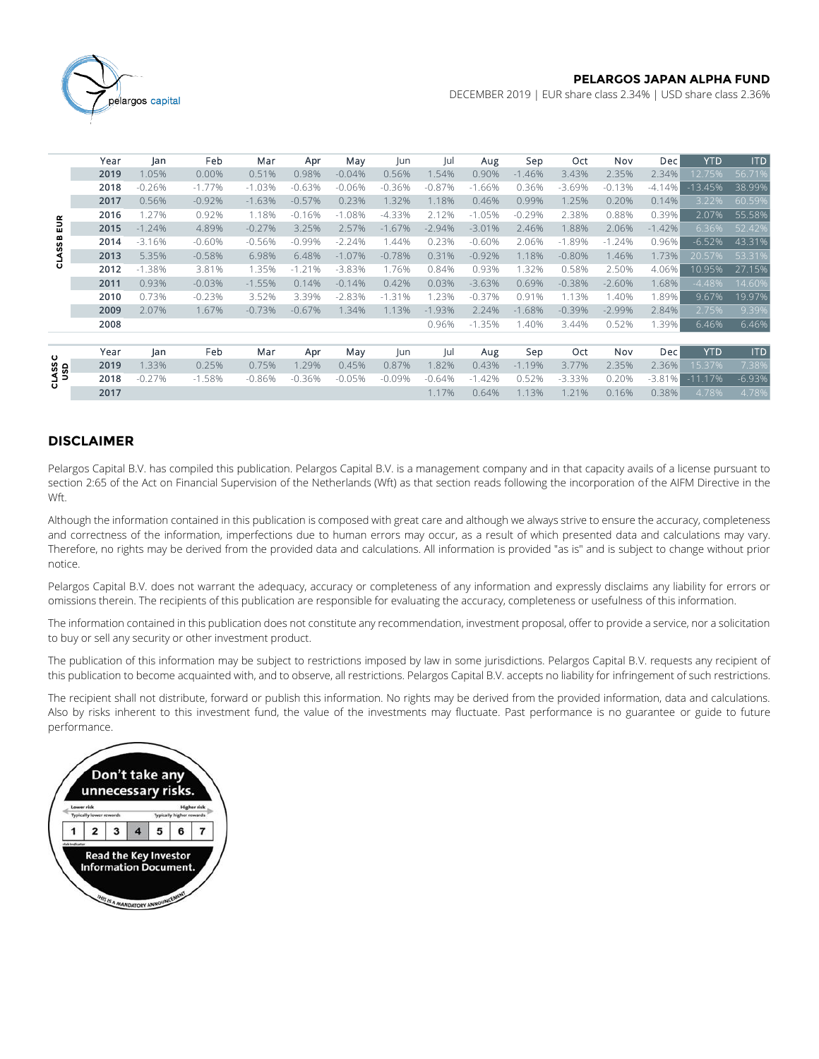**PELARGOS JAPAN ALPHA FUND**

DECEMBER 2019 | EUR share class 2.34% | USD share class 2.36%

| CLASS B EUR | Year | Jan | Feb | Mar | Apr | May | Jun | Jul | Aug | Sep | Oct | Nov | Dec | YTD | ITD |
|---|---|---|---|---|---|---|---|---|---|---|---|---|---|---|---|
| | 2019 | 1.05% | 0.00% | 0.51% | 0.98% | -0.04% | 0.56% | 1.54% | 0.90% | -1.46% | 3.43% | 2.35% | 2.34% | 12.75% | 56.71% |
| | 2018 | -0.26% | -1.77% | -1.03% | -0.63% | -0.06% | -0.36% | -0.87% | -1.66% | 0.36% | -3.69% | -0.13% | -4.14% | -13.45% | 38.99% |
| | 2017 | 0.56% | -0.92% | -1.63% | -0.57% | 0.23% | 1.32% | 1.18% | 0.46% | 0.99% | 1.25% | 0.20% | 0.14% | 3.22% | 60.59% |
| | 2016 | 1.27% | 0.92% | 1.18% | -0.16% | -1.08% | -4.33% | 2.12% | -1.05% | -0.29% | 2.38% | 0.88% | 0.39% | 2.07% | 55.58% |
| | 2015 | -1.24% | 4.89% | -0.27% | 3.25% | 2.57% | -1.67% | -2.94% | -3.01% | 2.46% | 1.88% | 2.06% | -1.42% | 6.36% | 52.42% |
| | 2014 | -3.16% | -0.60% | -0.56% | -0.99% | -2.24% | 1.44% | 0.23% | -0.60% | 2.06% | -1.89% | -1.24% | 0.96% | -6.52% | 43.31% |
| | 2013 | 5.35% | -0.58% | 6.98% | 6.48% | -1.07% | -0.78% | 0.31% | -0.92% | 1.18% | -0.80% | 1.46% | 1.73% | 20.57% | 53.31% |
| | 2012 | -1.38% | 3.81% | 1.35% | -1.21% | -3.83% | 1.76% | 0.84% | 0.93% | 1.32% | 0.58% | 2.50% | 4.06% | 10.95% | 27.15% |
| | 2011 | 0.93% | -0.03% | -1.55% | 0.14% | -0.14% | 0.42% | 0.03% | -3.63% | 0.69% | -0.38% | -2.60% | 1.68% | -4.48% | 14.60% |
| | 2010 | 0.73% | -0.23% | 3.52% | 3.39% | -2.83% | -1.31% | 1.23% | -0.37% | 0.91% | 1.13% | 1.40% | 1.89% | 9.67% | 19.97% |
| | 2009 | 2.07% | 1.67% | -0.73% | -0.67% | 1.34% | 1.13% | -1.93% | 2.24% | -1.68% | -0.39% | -2.99% | 2.84% | 2.75% | 9.39% |
| | 2008 | | | | | | | 0.96% | -1.35% | 1.40% | 3.44% | 0.52% | 1.39% | 6.46% | 6.46% |

| CLASS C USD | Year | Jan | Feb | Mar | Apr | May | Jun | Jul | Aug | Sep | Oct | Nov | Dec | YTD | ITD |
|---|---|---|---|---|---|---|---|---|---|---|---|---|---|---|---|
| | 2019 | 1.33% | 0.25% | 0.75% | 1.29% | 0.45% | 0.87% | 1.82% | 0.43% | -1.19% | 3.77% | 2.35% | 2.36% | 15.37% | 7.38% |
| | 2018 | -0.27% | -1.58% | -0.86% | -0.36% | -0.05% | -0.09% | -0.64% | -1.42% | 0.52% | -3.33% | 0.20% | -3.81% | -11.17% | -6.93% |
| | 2017 | | | | | | | 1.17% | 0.64% | 1.13% | 1.21% | 0.16% | 0.38% | 4.78% | 4.78% |

## DISCLAIMER

Pelargos Capital B.V. has compiled this publication. Pelargos Capital B.V. is a management company and in that capacity avails of a license pursuant to section 2:65 of the Act on Financial Supervision of the Netherlands (Wft) as that section reads following the incorporation of the AIFM Directive in the Wft.

Although the information contained in this publication is composed with great care and although we always strive to ensure the accuracy, completeness and correctness of the information, imperfections due to human errors may occur, as a result of which presented data and calculations may vary. Therefore, no rights may be derived from the provided data and calculations. All information is provided "as is" and is subject to change without prior notice.

Pelargos Capital B.V. does not warrant the adequacy, accuracy or completeness of any information and expressly disclaims any liability for errors or omissions therein. The recipients of this publication are responsible for evaluating the accuracy, completeness or usefulness of this information.

The information contained in this publication does not constitute any recommendation, investment proposal, offer to provide a service, nor a solicitation to buy or sell any security or other investment product.

The publication of this information may be subject to restrictions imposed by law in some jurisdictions. Pelargos Capital B.V. requests any recipient of this publication to become acquainted with, and to observe, all restrictions. Pelargos Capital B.V. accepts no liability for infringement of such restrictions.

The recipient shall not distribute, forward or publish this information. No rights may be derived from the provided information, data and calculations. Also by risks inherent to this investment fund, the value of the investments may fluctuate. Past performance is no guarantee or guide to future performance.

Don't take any unnecessary risks.

Lower risk — Typically lower rewards | Higher risk — Typically higher rewards

1 2 3 4 5 6 7

risk indicator

Read the Key Investor Information Document.

THIS IS A MANDATORY ANNOUNCEMENT